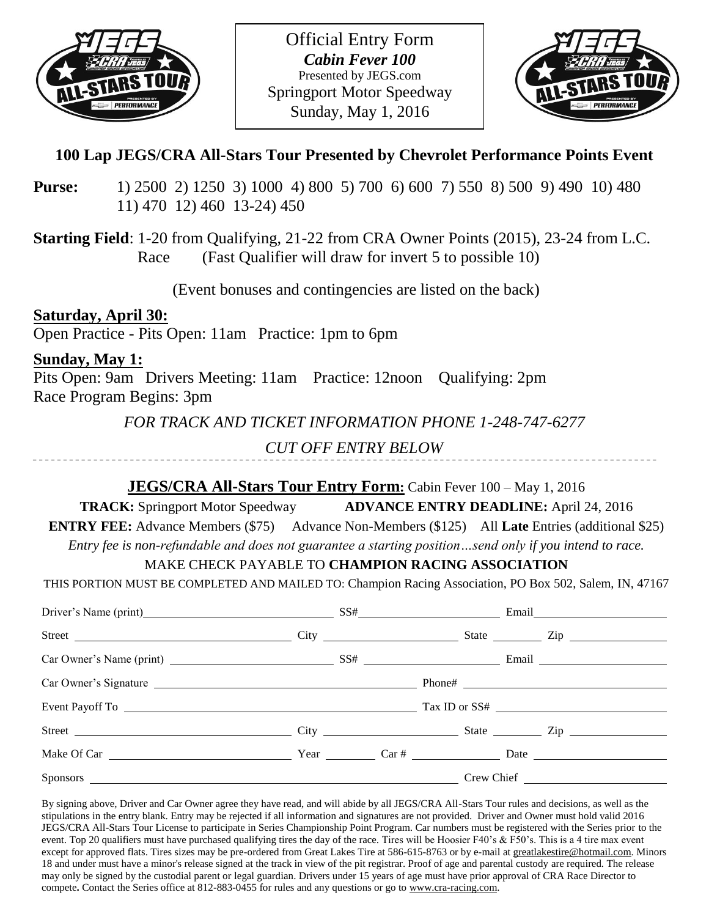Official Entry Form
***Cabin Fever 100***
Presented by JEGS.com
Springport Motor Speedway
Sunday, May 1, 2016

## 100 Lap JEGS/CRA All-Stars Tour Presented by Chevrolet Performance Points Event

**Purse:** 1) 2500 2) 1250 3) 1000 4) 800 5) 700 6) 600 7) 550 8) 500 9) 490 10) 480 11) 470 12) 460 13-24) 450

**Starting Field**: 1-20 from Qualifying, 21-22 from CRA Owner Points (2015), 23-24 from L.C. Race (Fast Qualifier will draw for invert 5 to possible 10)

(Event bonuses and contingencies are listed on the back)

**Saturday, April 30:**
Open Practice - Pits Open: 11am Practice: 1pm to 6pm

**Sunday, May 1:**
Pits Open: 9am Drivers Meeting: 11am Practice: 12noon Qualifying: 2pm
Race Program Begins: 3pm

*FOR TRACK AND TICKET INFORMATION PHONE 1-248-747-6277*

*CUT OFF ENTRY BELOW*

---

**JEGS/CRA All-Stars Tour Entry Form:** Cabin Fever 100 – May 1, 2016

**TRACK:** Springport Motor Speedway **ADVANCE ENTRY DEADLINE:** April 24, 2016

**ENTRY FEE:** Advance Members ($75) Advance Non-Members ($125) All **Late** Entries (additional $25)

*Entry fee is non-refundable and does not guarantee a starting position…send only if you intend to race.*

MAKE CHECK PAYABLE TO **CHAMPION RACING ASSOCIATION**

THIS PORTION MUST BE COMPLETED AND MAILED TO: Champion Racing Association, PO Box 502, Salem, IN, 47167

Driver's Name (print) ______________ SS# ______________ Email ______________

Street ______________ City ______________ State ________ Zip ______________

Car Owner's Name (print) ______________ SS# ______________ Email ______________

Car Owner's Signature ______________ Phone# ______________

Event Payoff To ______________ Tax ID or SS# ______________

Street ______________ City ______________ State ________ Zip ______________

Make Of Car ______________ Year ________ Car # ______________ Date ______________

Sponsors ______________ Crew Chief ______________

By signing above, Driver and Car Owner agree they have read, and will abide by all JEGS/CRA All-Stars Tour rules and decisions, as well as the stipulations in the entry blank. Entry may be rejected if all information and signatures are not provided. Driver and Owner must hold valid 2016 JEGS/CRA All-Stars Tour License to participate in Series Championship Point Program. Car numbers must be registered with the Series prior to the event. Top 20 qualifiers must have purchased qualifying tires the day of the race. Tires will be Hoosier F40's & F50's. This is a 4 tire max event except for approved flats. Tires sizes may be pre-ordered from Great Lakes Tire at 586-615-8763 or by e-mail at greatlakestire@hotmail.com. Minors 18 and under must have a minor's release signed at the track in view of the pit registrar. Proof of age and parental custody are required. The release may only be signed by the custodial parent or legal guardian. Drivers under 15 years of age must have prior approval of CRA Race Director to compete**.** Contact the Series office at 812-883-0455 for rules and any questions or go to www.cra-racing.com.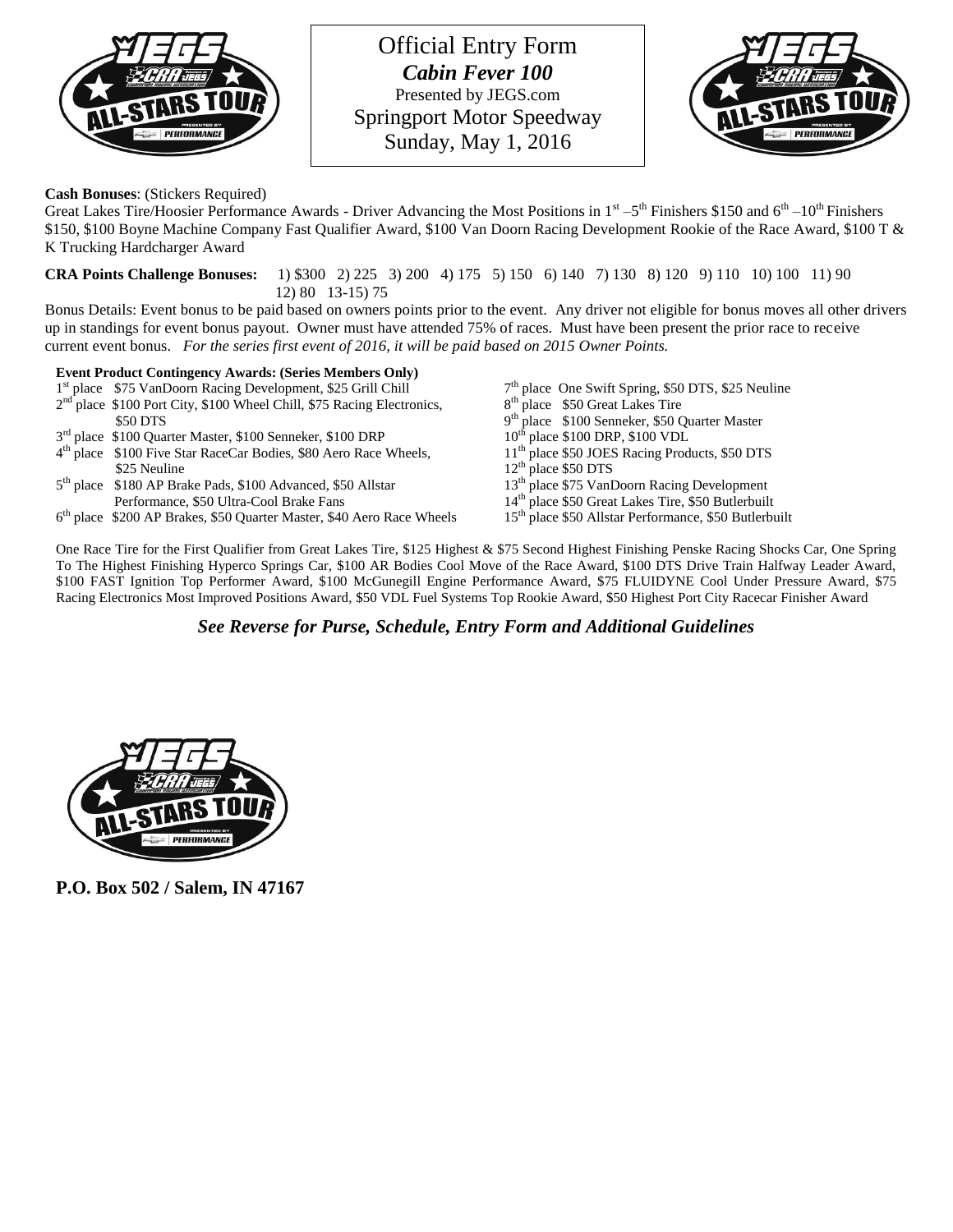# Official Entry Form

## *Cabin Fever 100*

Presented by JEGS.com

Springport Motor Speedway

Sunday, May 1, 2016

**Cash Bonuses**: (Stickers Required)

Great Lakes Tire/Hoosier Performance Awards - Driver Advancing the Most Positions in 1st –5th Finishers $150 and 6th –10th Finishers $150, $100 Boyne Machine Company Fast Qualifier Award, $100 Van Doorn Racing Development Rookie of the Race Award, $100 T & K Trucking Hardcharger Award

**CRA Points Challenge Bonuses:** 1) $300 2) 225 3) 200 4) 175 5) 150 6) 140 7) 130 8) 120 9) 110 10) 100 11) 90 12) 80 13-15) 75

Bonus Details: Event bonus to be paid based on owners points prior to the event. Any driver not eligible for bonus moves all other drivers up in standings for event bonus payout. Owner must have attended 75% of races. Must have been present the prior race to receive current event bonus. *For the series first event of 2016, it will be paid based on 2015 Owner Points.*

**Event Product Contingency Awards: (Series Members Only)**

- 1st place $75 VanDoorn Racing Development, $25 Grill Chill
- 2nd place $100 Port City, $100 Wheel Chill, $75 Racing Electronics, $50 DTS
- 3rd place $100 Quarter Master, $100 Senneker, $100 DRP
- 4th place $100 Five Star RaceCar Bodies, $80 Aero Race Wheels, $25 Neuline
- 5th place $180 AP Brake Pads, $100 Advanced, $50 Allstar Performance, $50 Ultra-Cool Brake Fans
- 6th place $200 AP Brakes, $50 Quarter Master, $40 Aero Race Wheels
- 7th place One Swift Spring, $50 DTS, $25 Neuline
- 8th place $50 Great Lakes Tire
- 9th place $100 Senneker, $50 Quarter Master
- 10th place $100 DRP, $100 VDL
- 11th place $50 JOES Racing Products, $50 DTS
- 12th place $50 DTS
- 13th place $75 VanDoorn Racing Development
- 14th place $50 Great Lakes Tire, $50 Butlerbuilt
- 15th place $50 Allstar Performance, $50 Butlerbuilt

One Race Tire for the First Qualifier from Great Lakes Tire, $125 Highest & $75 Second Highest Finishing Penske Racing Shocks Car, One Spring To The Highest Finishing Hyperco Springs Car, $100 AR Bodies Cool Move of the Race Award, $100 DTS Drive Train Halfway Leader Award, $100 FAST Ignition Top Performer Award, $100 McGunegill Engine Performance Award, $75 FLUIDYNE Cool Under Pressure Award, $75 Racing Electronics Most Improved Positions Award, $50 VDL Fuel Systems Top Rookie Award, $50 Highest Port City Racecar Finisher Award

***See Reverse for Purse, Schedule, Entry Form and Additional Guidelines***

**P.O. Box 502 / Salem, IN 47167**